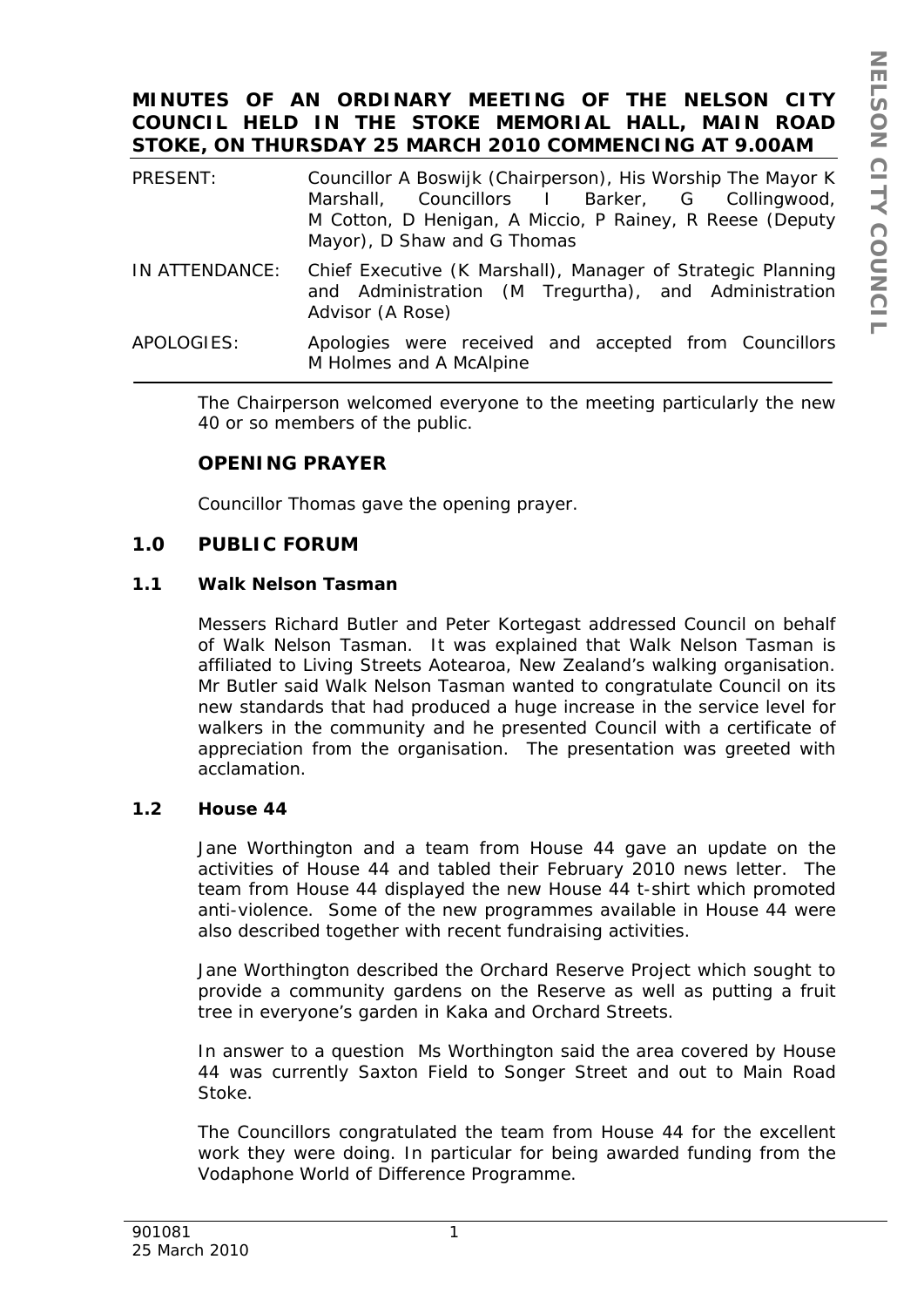**MINUTES OF AN ORDINARY MEETING OF THE NELSON CITY COUNCIL HELD IN THE STOKE MEMORIAL HALL, MAIN ROAD STOKE, ON THURSDAY 25 MARCH 2010 COMMENCING AT 9.00AM**

| | |
|---|---|
| PRESENT: | Councillor A Boswijk (Chairperson), His Worship The Mayor K Marshall, Councillors I Barker, G Collingwood, M Cotton, D Henigan, A Miccio, P Rainey, R Reese (Deputy Mayor), D Shaw and G Thomas |
| IN ATTENDANCE: | Chief Executive (K Marshall), Manager of Strategic Planning and Administration (M Tregurtha), and Administration Advisor (A Rose) |
| APOLOGIES: | Apologies were received and accepted from Councillors M Holmes and A McAlpine |

The Chairperson welcomed everyone to the meeting particularly the new 40 or so members of the public.

**OPENING PRAYER**

Councillor Thomas gave the opening prayer.

## 1.0 PUBLIC FORUM

### 1.1 Walk Nelson Tasman

Messers Richard Butler and Peter Kortegast addressed Council on behalf of Walk Nelson Tasman. It was explained that Walk Nelson Tasman is affiliated to Living Streets Aotearoa, New Zealand's walking organisation. Mr Butler said Walk Nelson Tasman wanted to congratulate Council on its new standards that had produced a huge increase in the service level for walkers in the community and he presented Council with a certificate of appreciation from the organisation. The presentation was greeted with acclamation.

### 1.2 House 44

Jane Worthington and a team from House 44 gave an update on the activities of House 44 and tabled their February 2010 news letter. The team from House 44 displayed the new House 44 t-shirt which promoted anti-violence. Some of the new programmes available in House 44 were also described together with recent fundraising activities.

Jane Worthington described the Orchard Reserve Project which sought to provide a community gardens on the Reserve as well as putting a fruit tree in everyone's garden in Kaka and Orchard Streets.

In answer to a question Ms Worthington said the area covered by House 44 was currently Saxton Field to Songer Street and out to Main Road Stoke.

The Councillors congratulated the team from House 44 for the excellent work they were doing. In particular for being awarded funding from the Vodaphone World of Difference Programme.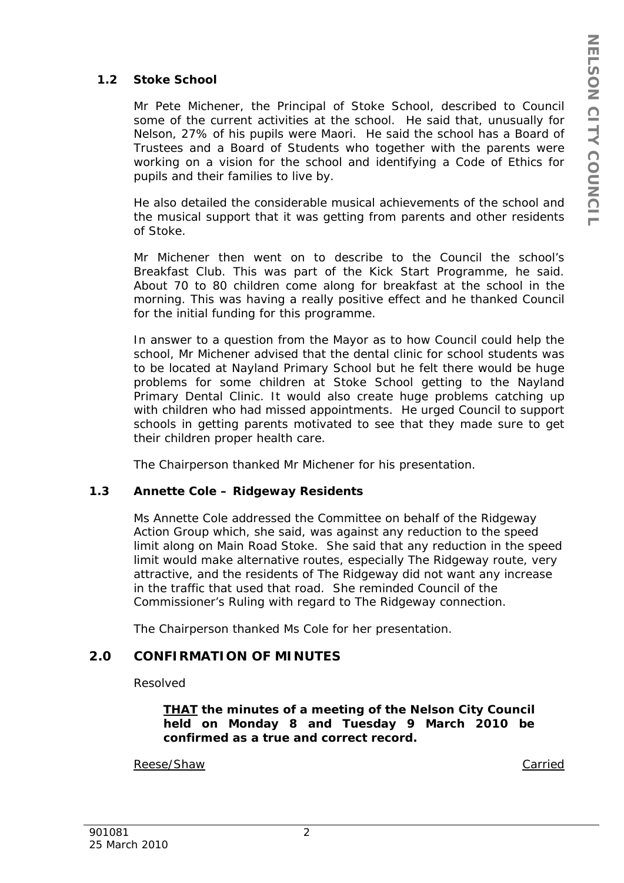### 1.2 Stoke School

Mr Pete Michener, the Principal of Stoke School, described to Council some of the current activities at the school. He said that, unusually for Nelson, 27% of his pupils were Maori. He said the school has a Board of Trustees and a Board of Students who together with the parents were working on a vision for the school and identifying a Code of Ethics for pupils and their families to live by.

He also detailed the considerable musical achievements of the school and the musical support that it was getting from parents and other residents of Stoke.

Mr Michener then went on to describe to the Council the school's Breakfast Club. This was part of the Kick Start Programme, he said. About 70 to 80 children come along for breakfast at the school in the morning. This was having a really positive effect and he thanked Council for the initial funding for this programme.

In answer to a question from the Mayor as to how Council could help the school, Mr Michener advised that the dental clinic for school students was to be located at Nayland Primary School but he felt there would be huge problems for some children at Stoke School getting to the Nayland Primary Dental Clinic. It would also create huge problems catching up with children who had missed appointments. He urged Council to support schools in getting parents motivated to see that they made sure to get their children proper health care.

The Chairperson thanked Mr Michener for his presentation.

### 1.3 Annette Cole – Ridgeway Residents

Ms Annette Cole addressed the Committee on behalf of the Ridgeway Action Group which, she said, was against any reduction to the speed limit along on Main Road Stoke. She said that any reduction in the speed limit would make alternative routes, especially The Ridgeway route, very attractive, and the residents of The Ridgeway did not want any increase in the traffic that used that road. She reminded Council of the Commissioner's Ruling with regard to The Ridgeway connection.

The Chairperson thanked Ms Cole for her presentation.

## 2.0 CONFIRMATION OF MINUTES

Resolved

> **<u>THAT</u> the minutes of a meeting of the Nelson City Council held on Monday 8 and Tuesday 9 March 2010 be confirmed as a true and correct record.**

<u>Reese/Shaw</u> <u>Carried</u>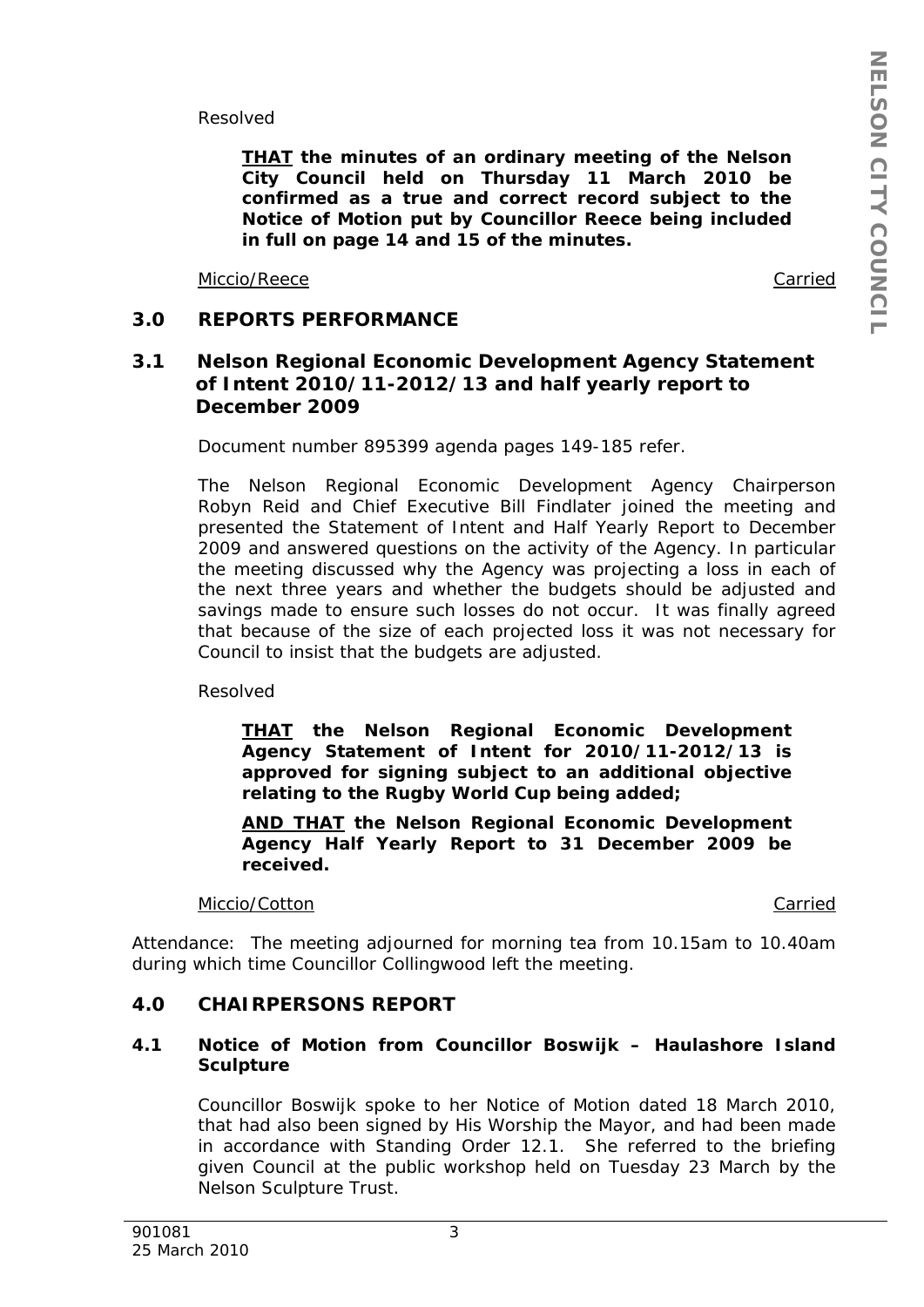Resolved

> **<u>THAT</u> the minutes of an ordinary meeting of the Nelson City Council held on Thursday 11 March 2010 be confirmed as a true and correct record subject to the Notice of Motion put by Councillor Reece being included in full on page 14 and 15 of the minutes.**

<u>Miccio/Reece</u> <u>Carried</u>

## 3.0 REPORTS PERFORMANCE

### 3.1 Nelson Regional Economic Development Agency Statement of Intent 2010/11-2012/13 and half yearly report to December 2009

Document number 895399 agenda pages 149-185 refer.

The Nelson Regional Economic Development Agency Chairperson Robyn Reid and Chief Executive Bill Findlater joined the meeting and presented the Statement of Intent and Half Yearly Report to December 2009 and answered questions on the activity of the Agency. In particular the meeting discussed why the Agency was projecting a loss in each of the next three years and whether the budgets should be adjusted and savings made to ensure such losses do not occur. It was finally agreed that because of the size of each projected loss it was not necessary for Council to insist that the budgets are adjusted.

Resolved

> **<u>THAT</u> the Nelson Regional Economic Development Agency Statement of Intent for 2010/11-2012/13 is approved for signing subject to an additional objective relating to the Rugby World Cup being added;**
>
> **<u>AND THAT</u> the Nelson Regional Economic Development Agency Half Yearly Report to 31 December 2009 be received.**

<u>Miccio/Cotton</u> <u>Carried</u>

Attendance: The meeting adjourned for morning tea from 10.15am to 10.40am during which time Councillor Collingwood left the meeting.

## 4.0 CHAIRPERSONS REPORT

### 4.1 Notice of Motion from Councillor Boswijk – Haulashore Island Sculpture

Councillor Boswijk spoke to her Notice of Motion dated 18 March 2010, that had also been signed by His Worship the Mayor, and had been made in accordance with Standing Order 12.1. She referred to the briefing given Council at the public workshop held on Tuesday 23 March by the Nelson Sculpture Trust.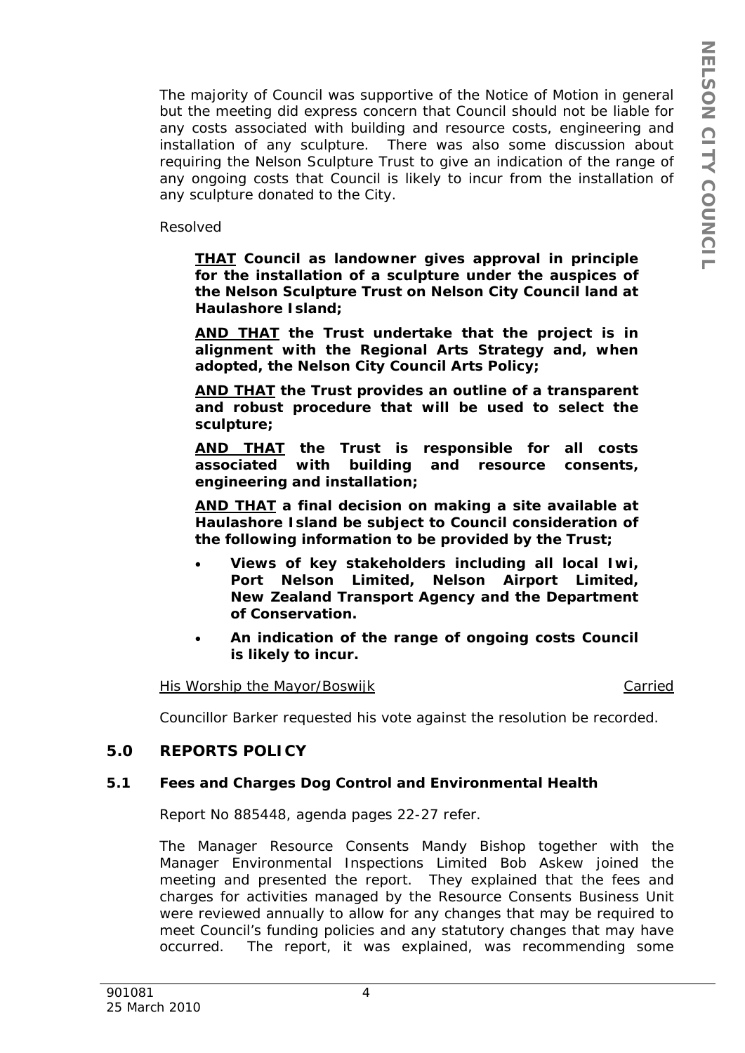The majority of Council was supportive of the Notice of Motion in general but the meeting did express concern that Council should not be liable for any costs associated with building and resource costs, engineering and installation of any sculpture. There was also some discussion about requiring the Nelson Sculpture Trust to give an indication of the range of any ongoing costs that Council is likely to incur from the installation of any sculpture donated to the City.

Resolved

> **<u>THAT</u> Council as landowner gives approval in principle for the installation of a sculpture under the auspices of the Nelson Sculpture Trust on Nelson City Council land at Haulashore Island;**
>
> **<u>AND THAT</u> the Trust undertake that the project is in alignment with the Regional Arts Strategy and, when adopted, the Nelson City Council Arts Policy;**
>
> **<u>AND THAT</u> the Trust provides an outline of a transparent and robust procedure that will be used to select the sculpture;**
>
> **<u>AND THAT</u> the Trust is responsible for all costs associated with building and resource consents, engineering and installation;**
>
> **<u>AND THAT</u> a final decision on making a site available at Haulashore Island be subject to Council consideration of the following information to be provided by the Trust;**
>
> - **Views of key stakeholders including all local Iwi, Port Nelson Limited, Nelson Airport Limited, New Zealand Transport Agency and the Department of Conservation.**
> - **An indication of the range of ongoing costs Council is likely to incur.**

<u>His Worship the Mayor/Boswijk</u> <u>Carried</u>

Councillor Barker requested his vote against the resolution be recorded.

## 5.0 REPORTS POLICY

### 5.1 Fees and Charges Dog Control and Environmental Health

Report No 885448, agenda pages 22-27 refer.

The Manager Resource Consents Mandy Bishop together with the Manager Environmental Inspections Limited Bob Askew joined the meeting and presented the report. They explained that the fees and charges for activities managed by the Resource Consents Business Unit were reviewed annually to allow for any changes that may be required to meet Council's funding policies and any statutory changes that may have occurred. The report, it was explained, was recommending some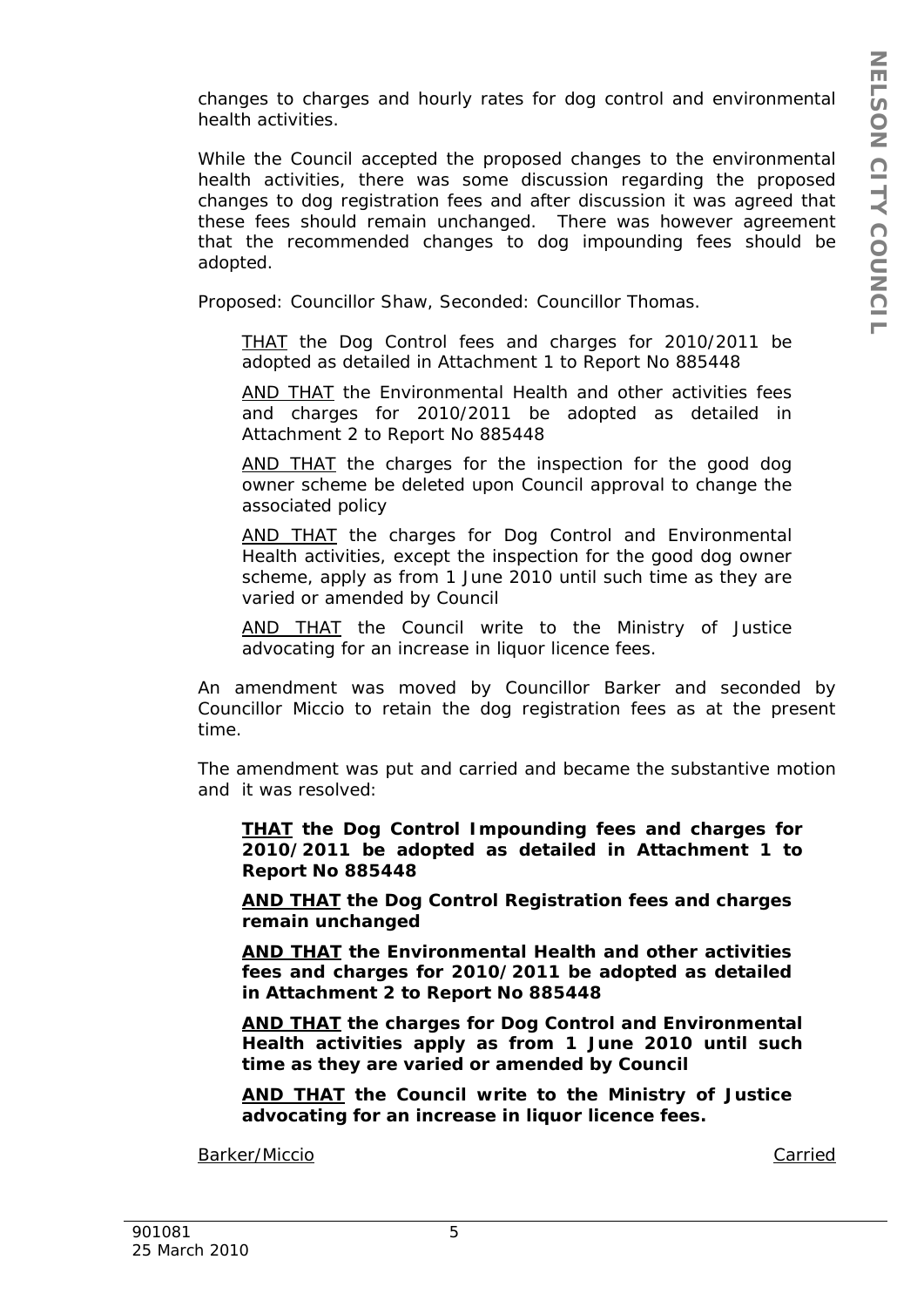changes to charges and hourly rates for dog control and environmental health activities.

While the Council accepted the proposed changes to the environmental health activities, there was some discussion regarding the proposed changes to dog registration fees and after discussion it was agreed that these fees should remain unchanged. There was however agreement that the recommended changes to dog impounding fees should be adopted.

Proposed: Councillor Shaw, Seconded: Councillor Thomas.

> <u>THAT</u> the Dog Control fees and charges for 2010/2011 be adopted as detailed in Attachment 1 to Report No 885448
>
> <u>AND THAT</u> the Environmental Health and other activities fees and charges for 2010/2011 be adopted as detailed in Attachment 2 to Report No 885448
>
> <u>AND THAT</u> the charges for the inspection for the good dog owner scheme be deleted upon Council approval to change the associated policy
>
> <u>AND THAT</u> the charges for Dog Control and Environmental Health activities, except the inspection for the good dog owner scheme, apply as from 1 June 2010 until such time as they are varied or amended by Council
>
> <u>AND THAT</u> the Council write to the Ministry of Justice advocating for an increase in liquor licence fees.

An amendment was moved by Councillor Barker and seconded by Councillor Miccio to retain the dog registration fees as at the present time.

The amendment was put and carried and became the substantive motion and it was resolved:

> **<u>THAT</u> the Dog Control Impounding fees and charges for 2010/2011 be adopted as detailed in Attachment 1 to Report No 885448**
>
> **<u>AND THAT</u> the Dog Control Registration fees and charges remain unchanged**
>
> **<u>AND THAT</u> the Environmental Health and other activities fees and charges for 2010/2011 be adopted as detailed in Attachment 2 to Report No 885448**
>
> **<u>AND THAT</u> the charges for Dog Control and Environmental Health activities apply as from 1 June 2010 until such time as they are varied or amended by Council**
>
> **<u>AND THAT</u> the Council write to the Ministry of Justice advocating for an increase in liquor licence fees.**

<u>Barker/Miccio</u> <u>Carried</u>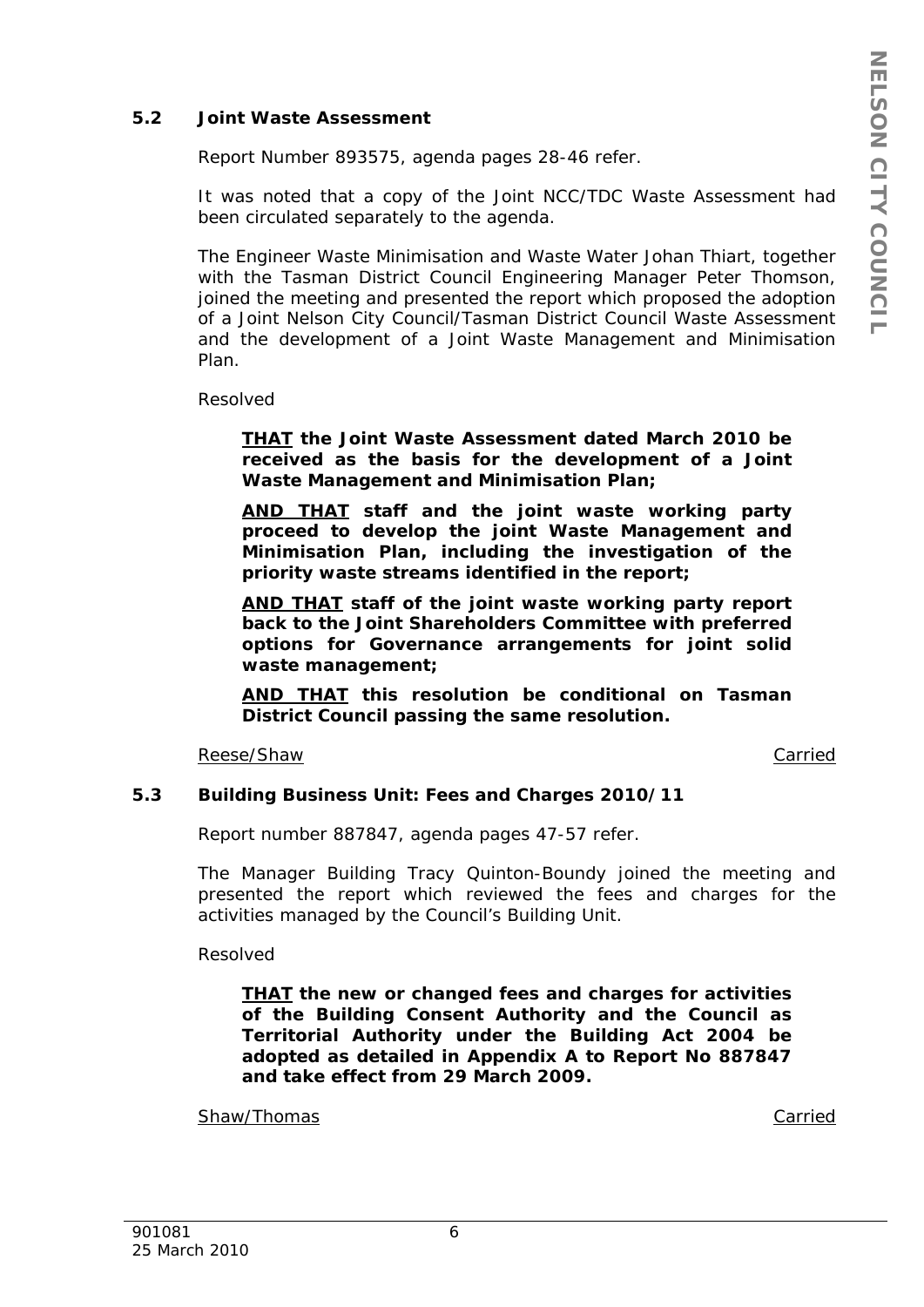### 5.2 Joint Waste Assessment

Report Number 893575, agenda pages 28-46 refer.

It was noted that a copy of the Joint NCC/TDC Waste Assessment had been circulated separately to the agenda.

The Engineer Waste Minimisation and Waste Water Johan Thiart, together with the Tasman District Council Engineering Manager Peter Thomson, joined the meeting and presented the report which proposed the adoption of a Joint Nelson City Council/Tasman District Council Waste Assessment and the development of a Joint Waste Management and Minimisation Plan.

Resolved

> **THAT the Joint Waste Assessment dated March 2010 be received as the basis for the development of a Joint Waste Management and Minimisation Plan;**
>
> **AND THAT staff and the joint waste working party proceed to develop the joint Waste Management and Minimisation Plan, including the investigation of the priority waste streams identified in the report;**
>
> **AND THAT staff of the joint waste working party report back to the Joint Shareholders Committee with preferred options for Governance arrangements for joint solid waste management;**
>
> **AND THAT this resolution be conditional on Tasman District Council passing the same resolution.**

Reese/Shaw — Carried

### 5.3 Building Business Unit: Fees and Charges 2010/11

Report number 887847, agenda pages 47-57 refer.

The Manager Building Tracy Quinton-Boundy joined the meeting and presented the report which reviewed the fees and charges for the activities managed by the Council's Building Unit.

Resolved

> **THAT the new or changed fees and charges for activities of the Building Consent Authority and the Council as Territorial Authority under the Building Act 2004 be adopted as detailed in Appendix A to Report No 887847 and take effect from 29 March 2009.**

Shaw/Thomas — Carried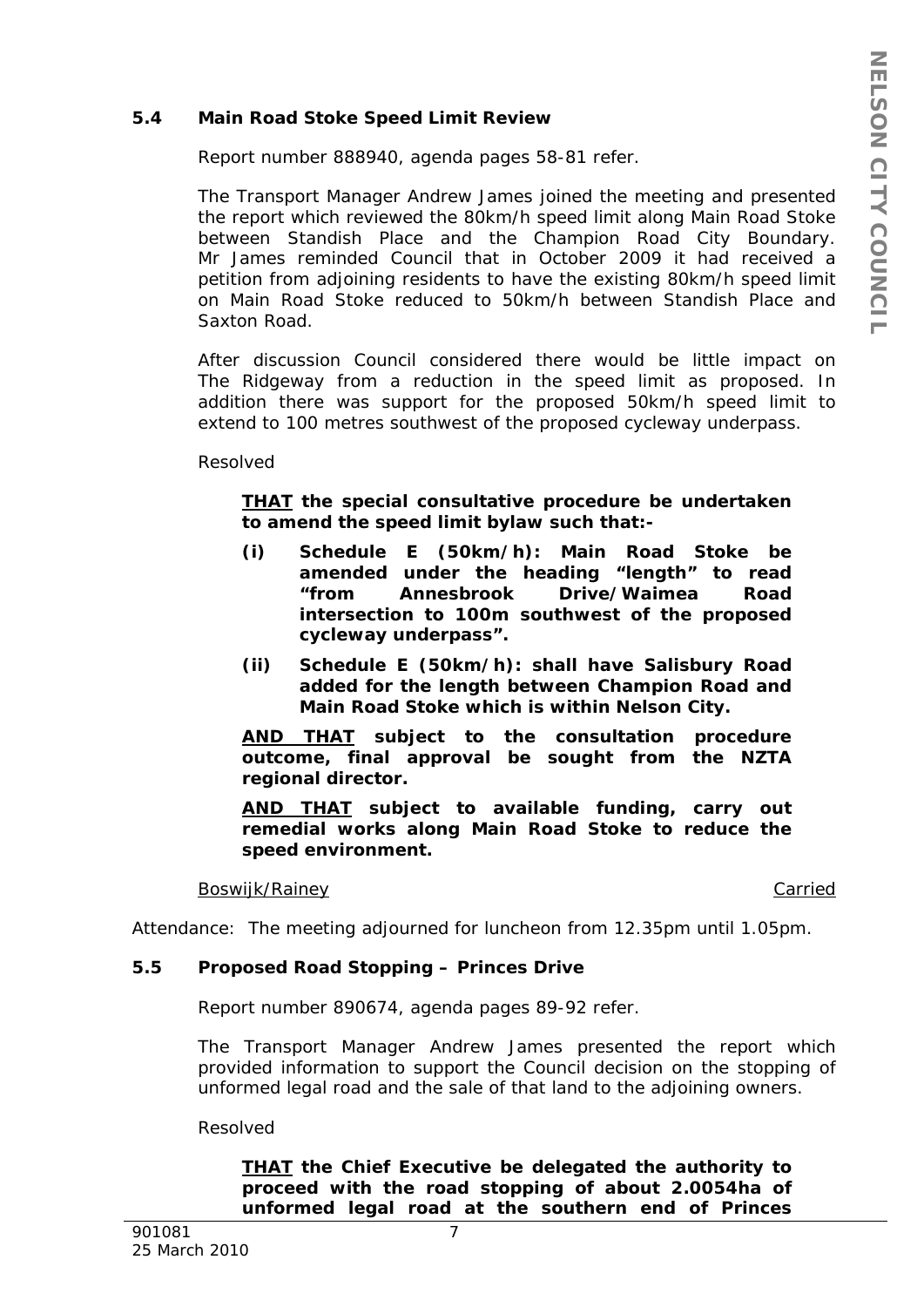### 5.4 Main Road Stoke Speed Limit Review

*Report number 888940, agenda pages 58-81 refer.*

The Transport Manager Andrew James joined the meeting and presented the report which reviewed the 80km/h speed limit along Main Road Stoke between Standish Place and the Champion Road City Boundary. Mr James reminded Council that in October 2009 it had received a petition from adjoining residents to have the existing 80km/h speed limit on Main Road Stoke reduced to 50km/h between Standish Place and Saxton Road.

After discussion Council considered there would be little impact on The Ridgeway from a reduction in the speed limit as proposed. In addition there was support for the proposed 50km/h speed limit to extend to 100 metres southwest of the proposed cycleway underpass.

Resolved

> **<u>THAT</u> the special consultative procedure be undertaken to amend the speed limit bylaw such that:-**
>
> **(i) Schedule E (50km/h): Main Road Stoke be amended under the heading "length" to read "from Annesbrook Drive/Waimea Road intersection to 100m southwest of the proposed cycleway underpass".**
>
> **(ii) Schedule E (50km/h): shall have Salisbury Road added for the length between Champion Road and Main Road Stoke which is within Nelson City.**
>
> **<u>AND THAT</u> subject to the consultation procedure outcome, final approval be sought from the NZTA regional director.**
>
> **<u>AND THAT</u> subject to available funding, carry out remedial works along Main Road Stoke to reduce the speed environment.**

<u>Boswijk/Rainey</u> <u>Carried</u>

Attendance: The meeting adjourned for luncheon from 12.35pm until 1.05pm.

### 5.5 Proposed Road Stopping – Princes Drive

*Report number 890674, agenda pages 89-92 refer.*

The Transport Manager Andrew James presented the report which provided information to support the Council decision on the stopping of unformed legal road and the sale of that land to the adjoining owners.

Resolved

> **<u>THAT</u> the Chief Executive be delegated the authority to proceed with the road stopping of about 2.0054ha of unformed legal road at the southern end of Princes**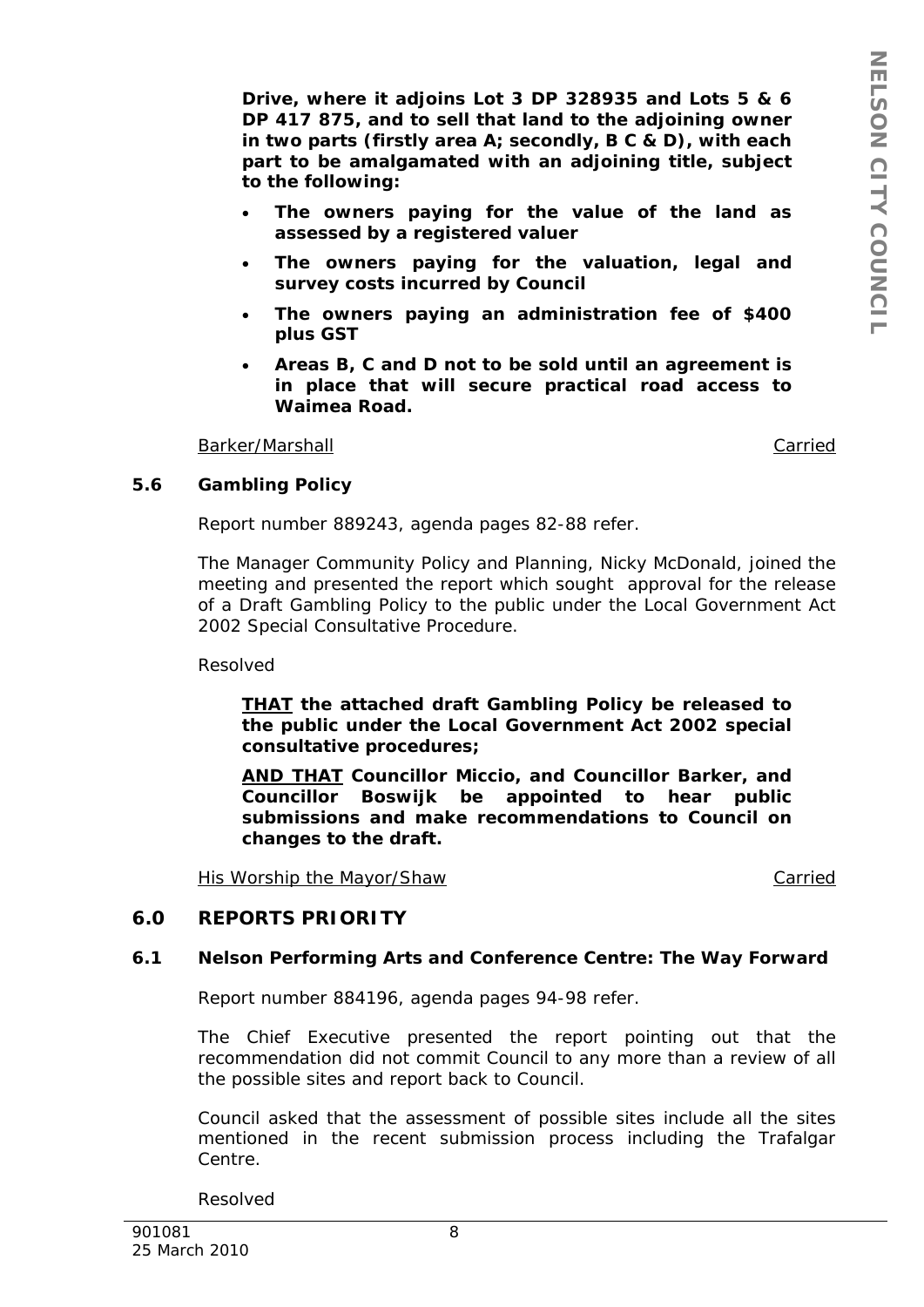**Drive, where it adjoins Lot 3 DP 328935 and Lots 5 & 6 DP 417 875, and to sell that land to the adjoining owner in two parts (firstly area A; secondly, B C & D), with each part to be amalgamated with an adjoining title, subject to the following:**

- **The owners paying for the value of the land as assessed by a registered valuer**
- **The owners paying for the valuation, legal and survey costs incurred by Council**
- **The owners paying an administration fee of $400 plus GST**
- **Areas B, C and D not to be sold until an agreement is in place that will secure practical road access to Waimea Road.**

Barker/Marshall — Carried

### 5.6 Gambling Policy

Report number 889243, agenda pages 82-88 refer.

The Manager Community Policy and Planning, Nicky McDonald, joined the meeting and presented the report which sought approval for the release of a Draft Gambling Policy to the public under the Local Government Act 2002 Special Consultative Procedure.

Resolved

> **THAT the attached draft Gambling Policy be released to the public under the Local Government Act 2002 special consultative procedures;**
>
> **AND THAT Councillor Miccio, and Councillor Barker, and Councillor Boswijk be appointed to hear public submissions and make recommendations to Council on changes to the draft.**

His Worship the Mayor/Shaw — Carried

## 6.0 REPORTS PRIORITY

### 6.1 Nelson Performing Arts and Conference Centre: The Way Forward

Report number 884196, agenda pages 94-98 refer.

The Chief Executive presented the report pointing out that the recommendation did not commit Council to any more than a review of all the possible sites and report back to Council.

Council asked that the assessment of possible sites include all the sites mentioned in the recent submission process including the Trafalgar Centre.

Resolved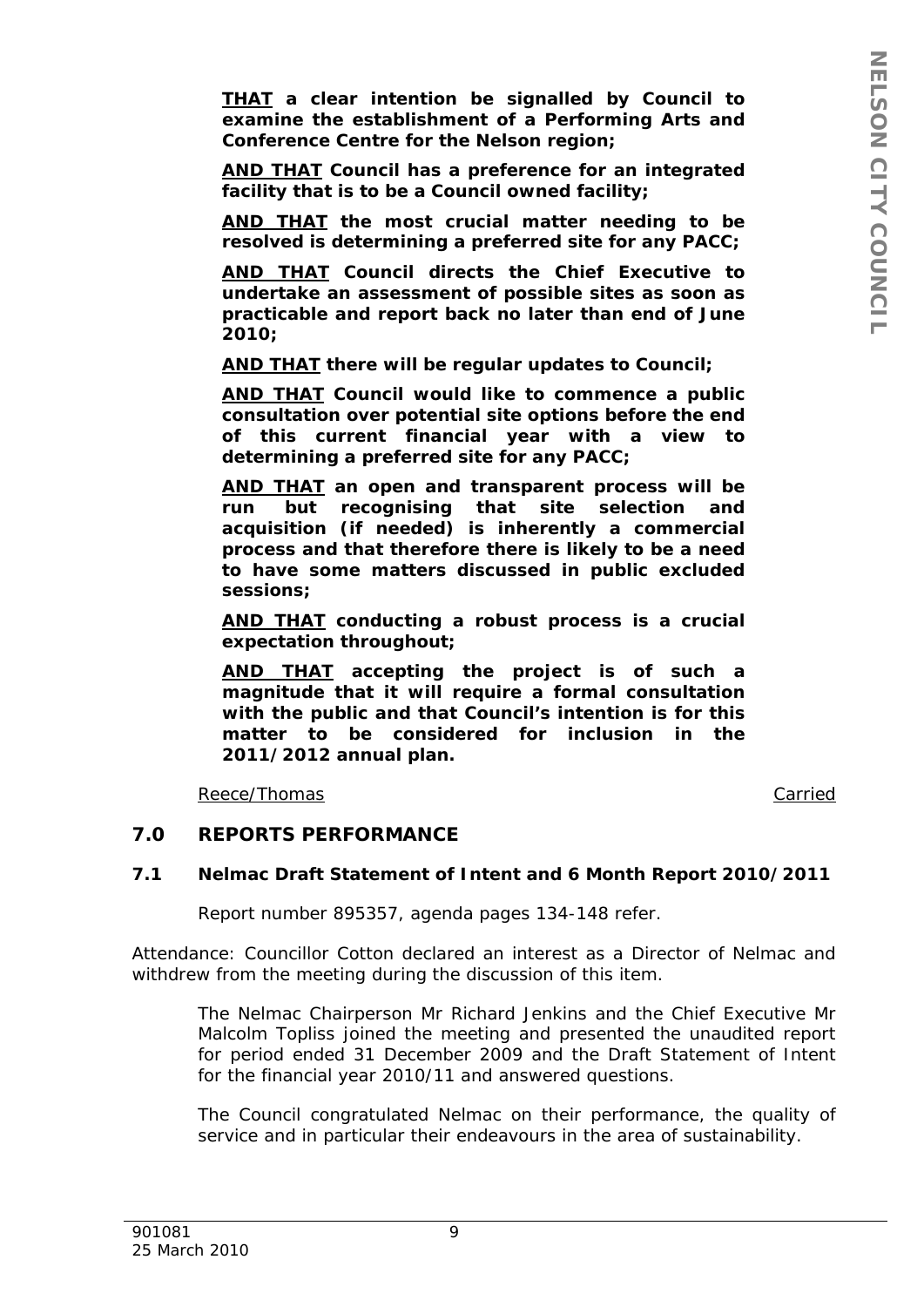**<u>THAT</u> a clear intention be signalled by Council to examine the establishment of a Performing Arts and Conference Centre for the Nelson region;**

**<u>AND THAT</u> Council has a preference for an integrated facility that is to be a Council owned facility;**

**<u>AND THAT</u> the most crucial matter needing to be resolved is determining a preferred site for any PACC;**

**<u>AND THAT</u> Council directs the Chief Executive to undertake an assessment of possible sites as soon as practicable and report back no later than end of June 2010;**

**<u>AND THAT</u> there will be regular updates to Council;**

**<u>AND THAT</u> Council would like to commence a public consultation over potential site options before the end of this current financial year with a view to determining a preferred site for any PACC;**

**<u>AND THAT</u> an open and transparent process will be run but recognising that site selection and acquisition (if needed) is inherently a commercial process and that therefore there is likely to be a need to have some matters discussed in public excluded sessions;**

**<u>AND THAT</u> conducting a robust process is a crucial expectation throughout;**

**<u>AND THAT</u> accepting the project is of such a magnitude that it will require a formal consultation with the public and that Council's intention is for this matter to be considered for inclusion in the 2011/2012 annual plan.**

<u>Reece/Thomas</u> <u>Carried</u>

## 7.0 REPORTS PERFORMANCE

### 7.1 Nelmac Draft Statement of Intent and 6 Month Report 2010/2011

Report number 895357, agenda pages 134-148 refer.

Attendance: Councillor Cotton declared an interest as a Director of Nelmac and withdrew from the meeting during the discussion of this item.

The Nelmac Chairperson Mr Richard Jenkins and the Chief Executive Mr Malcolm Topliss joined the meeting and presented the unaudited report for period ended 31 December 2009 and the Draft Statement of Intent for the financial year 2010/11 and answered questions.

The Council congratulated Nelmac on their performance, the quality of service and in particular their endeavours in the area of sustainability.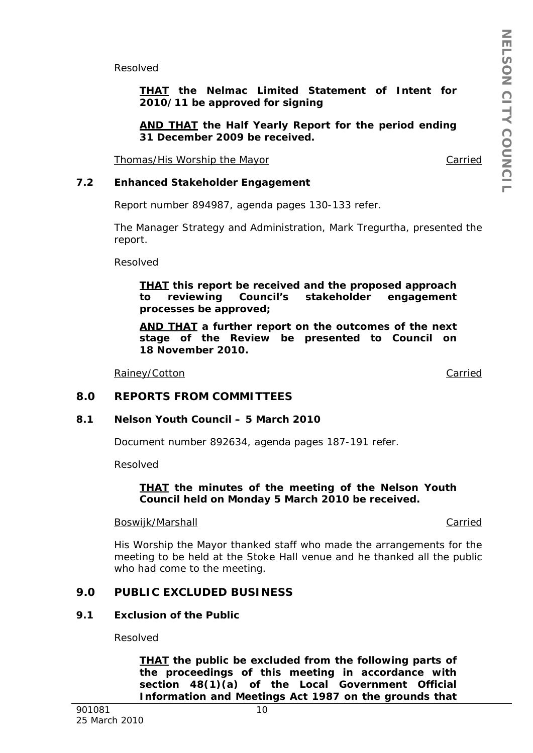Resolved

> **<u>THAT</u> the Nelmac Limited Statement of Intent for 2010/11 be approved for signing**
>
> **<u>AND THAT</u> the Half Yearly Report for the period ending 31 December 2009 be received.**

<u>Thomas/His Worship the Mayor</u> <u>Carried</u>

### 7.2 Enhanced Stakeholder Engagement

Report number 894987, agenda pages 130-133 refer.

The Manager Strategy and Administration, Mark Tregurtha, presented the report.

Resolved

> **<u>THAT</u> this report be received and the proposed approach to reviewing Council's stakeholder engagement processes be approved;**
>
> **<u>AND THAT</u> a further report on the outcomes of the next stage of the Review be presented to Council on 18 November 2010.**

<u>Rainey/Cotton</u> <u>Carried</u>

## 8.0 REPORTS FROM COMMITTEES

### 8.1 Nelson Youth Council – 5 March 2010

Document number 892634, agenda pages 187-191 refer.

Resolved

> **<u>THAT</u> the minutes of the meeting of the Nelson Youth Council held on Monday 5 March 2010 be received.**

<u>Boswijk/Marshall</u> <u>Carried</u>

His Worship the Mayor thanked staff who made the arrangements for the meeting to be held at the Stoke Hall venue and he thanked all the public who had come to the meeting.

## 9.0 PUBLIC EXCLUDED BUSINESS

### 9.1 Exclusion of the Public

Resolved

> **<u>THAT</u> the public be excluded from the following parts of the proceedings of this meeting in accordance with section 48(1)(a) of the Local Government Official Information and Meetings Act 1987 on the grounds that**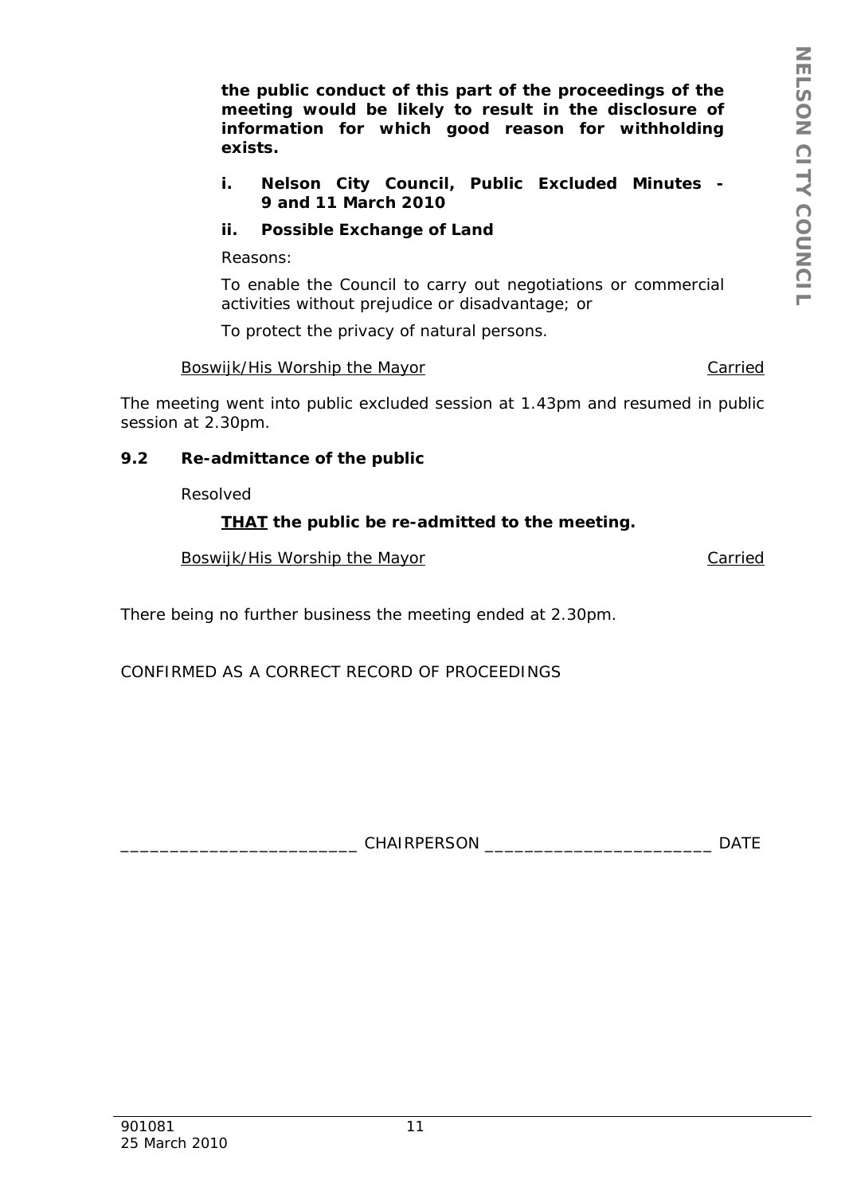**the public conduct of this part of the proceedings of the meeting would be likely to result in the disclosure of information for which good reason for withholding exists.**

**i. Nelson City Council, Public Excluded Minutes - 9 and 11 March 2010**

**ii. Possible Exchange of Land**

Reasons:

To enable the Council to carry out negotiations or commercial activities without prejudice or disadvantage; or

To protect the privacy of natural persons.

Boswijk/His Worship the Mayor — Carried

The meeting went into public excluded session at 1.43pm and resumed in public session at 2.30pm.

### 9.2 Re-admittance of the public

Resolved

**THAT the public be re-admitted to the meeting.**

Boswijk/His Worship the Mayor — Carried

There being no further business the meeting ended at 2.30pm.

CONFIRMED AS A CORRECT RECORD OF PROCEEDINGS

________________________ CHAIRPERSON ________________________ DATE